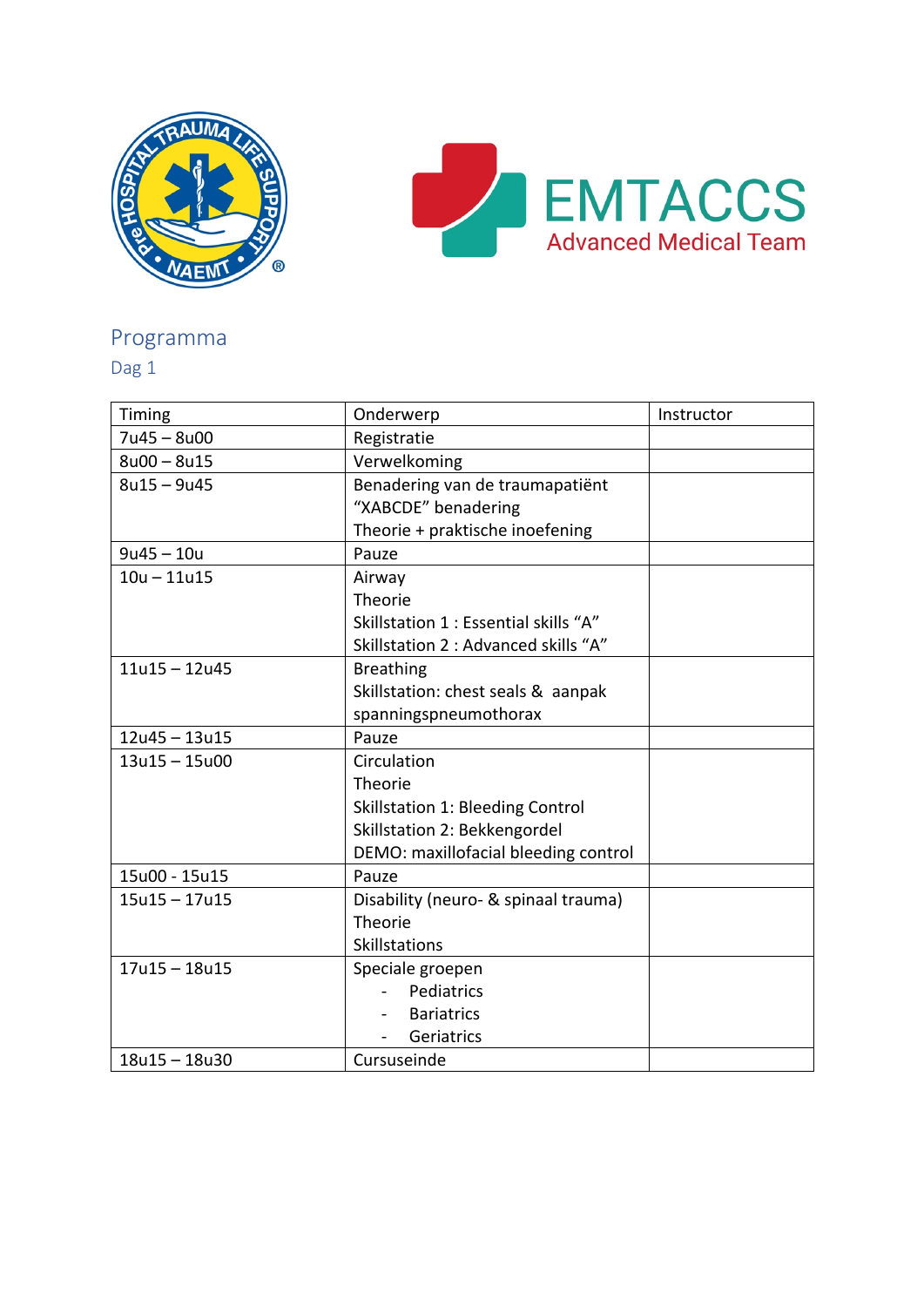# Programma

## Dag 1

| Timing | Onderwerp | Instructor |
|---|---|---|
| 7u45 – 8u00 | Registratie | |
| 8u00 – 8u15 | Verwelkoming | |
| 8u15 – 9u45 | Benadering van de traumapatiënt<br>"XABCDE" benadering<br>Theorie + praktische inoefening | |
| 9u45 – 10u | Pauze | |
| 10u – 11u15 | Airway<br>Theorie<br>Skillstation 1 : Essential skills "A"<br>Skillstation 2 : Advanced skills "A" | |
| 11u15 – 12u45 | Breathing<br>Skillstation: chest seals & aanpak spanningspneumothorax | |
| 12u45 – 13u15 | Pauze | |
| 13u15 – 15u00 | Circulation<br>Theorie<br>Skillstation 1: Bleeding Control<br>Skillstation 2: Bekkengordel<br>DEMO: maxillofacial bleeding control | |
| 15u00 - 15u15 | Pauze | |
| 15u15 – 17u15 | Disability (neuro- & spinaal trauma)<br>Theorie<br>Skillstations | |
| 17u15 – 18u15 | Speciale groepen<br>- Pediatrics<br>- Bariatrics<br>- Geriatrics | |
| 18u15 – 18u30 | Cursuseinde | |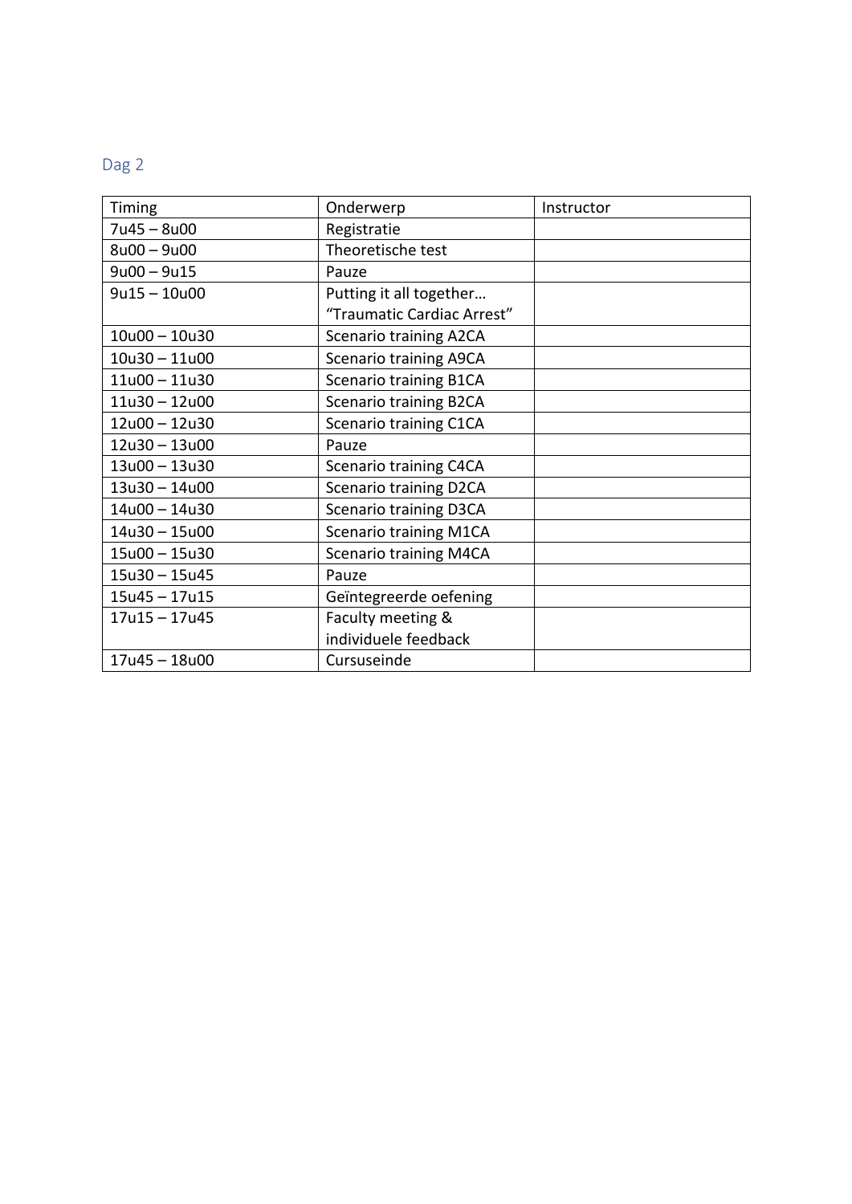## Dag 2

| Timing | Onderwerp | Instructor |
|---|---|---|
| 7u45 – 8u00 | Registratie | |
| 8u00 – 9u00 | Theoretische test | |
| 9u00 – 9u15 | Pauze | |
| 9u15 – 10u00 | Putting it all together… “Traumatic Cardiac Arrest” | |
| 10u00 – 10u30 | Scenario training A2CA | |
| 10u30 – 11u00 | Scenario training A9CA | |
| 11u00 – 11u30 | Scenario training B1CA | |
| 11u30 – 12u00 | Scenario training B2CA | |
| 12u00 – 12u30 | Scenario training C1CA | |
| 12u30 – 13u00 | Pauze | |
| 13u00 – 13u30 | Scenario training C4CA | |
| 13u30 – 14u00 | Scenario training D2CA | |
| 14u00 – 14u30 | Scenario training D3CA | |
| 14u30 – 15u00 | Scenario training M1CA | |
| 15u00 – 15u30 | Scenario training M4CA | |
| 15u30 – 15u45 | Pauze | |
| 15u45 – 17u15 | Geïntegreerde oefening | |
| 17u15 – 17u45 | Faculty meeting & individuele feedback | |
| 17u45 – 18u00 | Cursuseinde | |